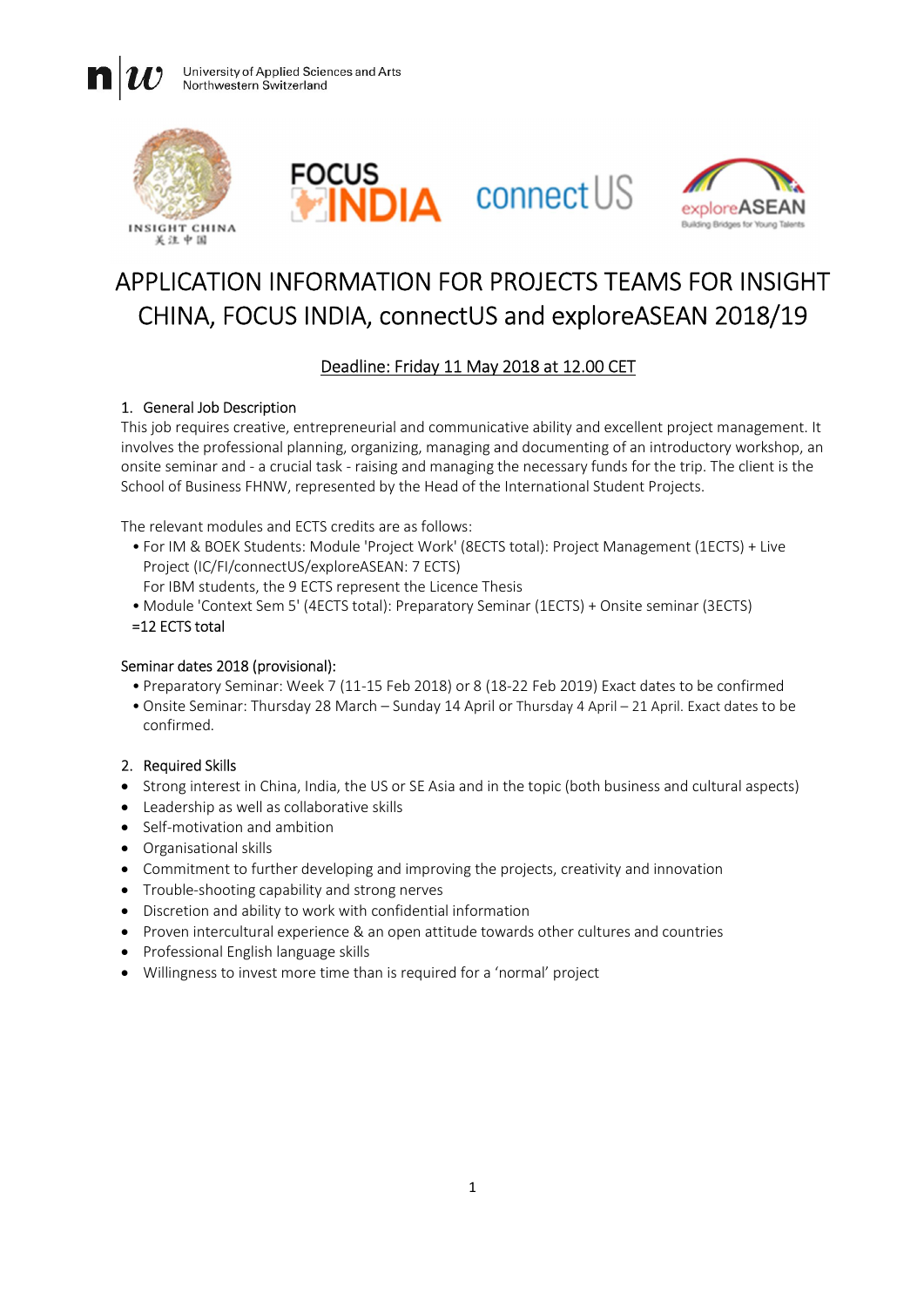University of Applied Sciences and Arts Northwestern Switzerland

# APPLICATION INFORMATION FOR PROJECTS TEAMS FOR INSIGHT CHINA, FOCUS INDIA, connectUS and exploreASEAN 2018/19

Deadline: Friday 11 May 2018 at 12.00 CET

## 1. General Job Description

This job requires creative, entrepreneurial and communicative ability and excellent project management. It involves the professional planning, organizing, managing and documenting of an introductory workshop, an onsite seminar and - a crucial task - raising and managing the necessary funds for the trip. The client is the School of Business FHNW, represented by the Head of the International Student Projects.

The relevant modules and ECTS credits are as follows:

- For IM & BOEK Students: Module 'Project Work' (8ECTS total): Project Management (1ECTS) + Live Project (IC/FI/connectUS/exploreASEAN: 7 ECTS)
  For IBM students, the 9 ECTS represent the Licence Thesis
- Module 'Context Sem 5' (4ECTS total): Preparatory Seminar (1ECTS) + Onsite seminar (3ECTS)

=12 ECTS total

Seminar dates 2018 (provisional):

- Preparatory Seminar: Week 7 (11-15 Feb 2018) or 8 (18-22 Feb 2019) Exact dates to be confirmed
- Onsite Seminar: Thursday 28 March – Sunday 14 April or Thursday 4 April – 21 April. Exact dates to be confirmed.

## 2. Required Skills

- Strong interest in China, India, the US or SE Asia and in the topic (both business and cultural aspects)
- Leadership as well as collaborative skills
- Self-motivation and ambition
- Organisational skills
- Commitment to further developing and improving the projects, creativity and innovation
- Trouble-shooting capability and strong nerves
- Discretion and ability to work with confidential information
- Proven intercultural experience & an open attitude towards other cultures and countries
- Professional English language skills
- Willingness to invest more time than is required for a 'normal' project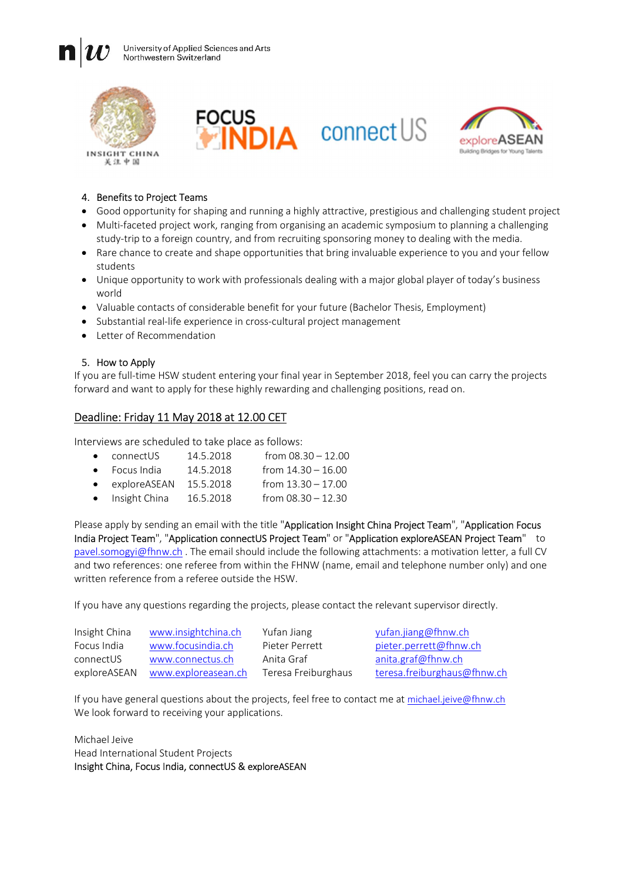4. Benefits to Project Teams

- Good opportunity for shaping and running a highly attractive, prestigious and challenging student project
- Multi-faceted project work, ranging from organising an academic symposium to planning a challenging study-trip to a foreign country, and from recruiting sponsoring money to dealing with the media.
- Rare chance to create and shape opportunities that bring invaluable experience to you and your fellow students
- Unique opportunity to work with professionals dealing with a major global player of today's business world
- Valuable contacts of considerable benefit for your future (Bachelor Thesis, Employment)
- Substantial real-life experience in cross-cultural project management
- Letter of Recommendation

5. How to Apply

If you are full-time HSW student entering your final year in September 2018, feel you can carry the projects forward and want to apply for these highly rewarding and challenging positions, read on.

Deadline: Friday 11 May 2018 at 12.00 CET

Interviews are scheduled to take place as follows:

- connectUS 14.5.2018 from 08.30 – 12.00
- Focus India 14.5.2018 from 14.30 – 16.00
- exploreASEAN 15.5.2018 from 13.30 – 17.00
- Insight China 16.5.2018 from 08.30 – 12.30

Please apply by sending an email with the title "Application Insight China Project Team", "Application Focus India Project Team", "Application connectUS Project Team" or "Application exploreASEAN Project Team" to pavel.somogyi@fhnw.ch . The email should include the following attachments: a motivation letter, a full CV and two references: one referee from within the FHNW (name, email and telephone number only) and one written reference from a referee outside the HSW.

If you have any questions regarding the projects, please contact the relevant supervisor directly.

| | | | |
|---|---|---|---|
| Insight China | www.insightchina.ch | Yufan Jiang | yufan.jiang@fhnw.ch |
| Focus India | www.focusindia.ch | Pieter Perrett | pieter.perrett@fhnw.ch |
| connectUS | www.connectus.ch | Anita Graf | anita.graf@fhnw.ch |
| exploreASEAN | www.exploreasean.ch | Teresa Freiburghaus | teresa.freiburghaus@fhnw.ch |

If you have general questions about the projects, feel free to contact me at michael.jeive@fhnw.ch
We look forward to receiving your applications.

Michael Jeive
Head International Student Projects
Insight China, Focus India, connectUS & exploreASEAN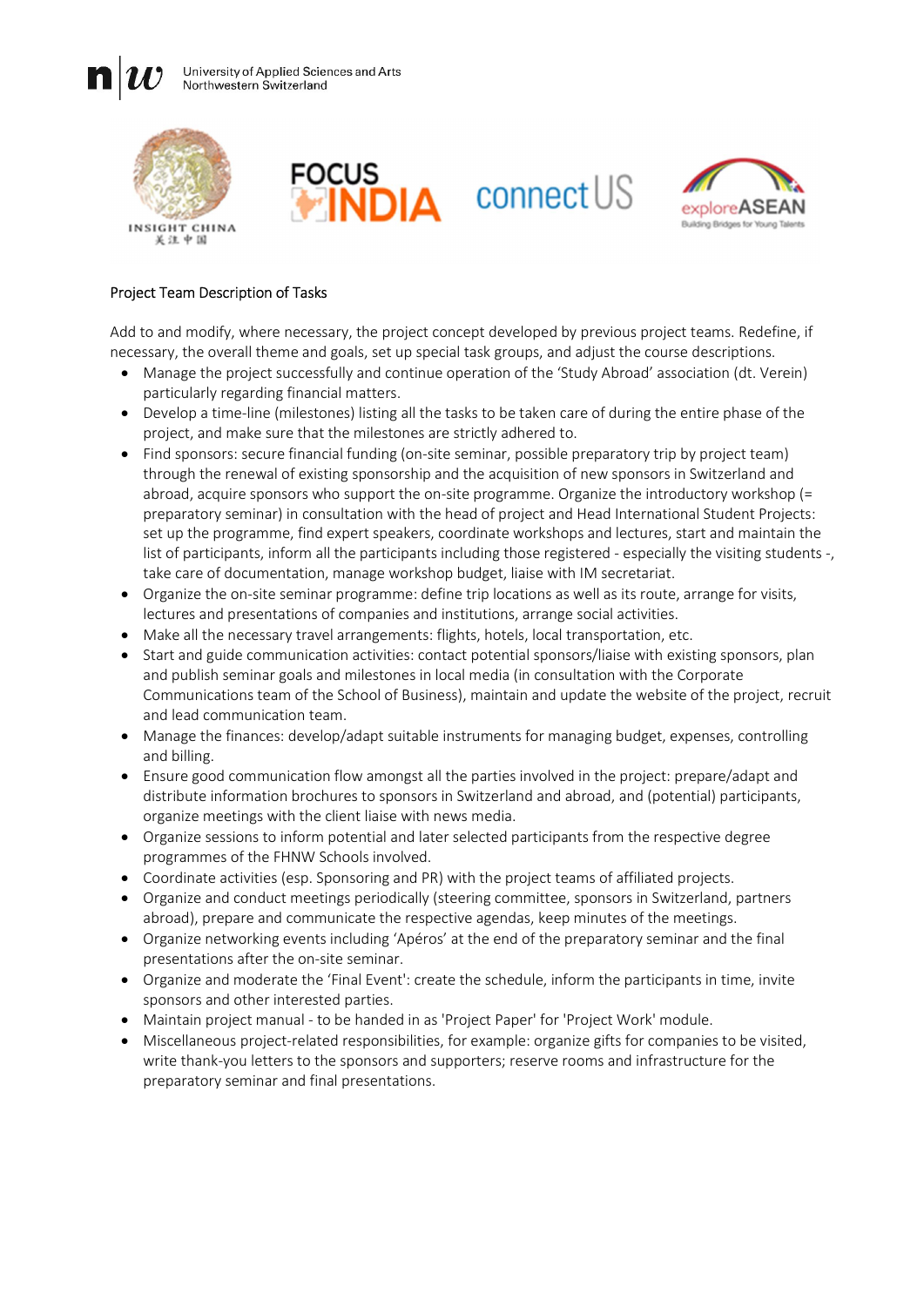## Project Team Description of Tasks

Add to and modify, where necessary, the project concept developed by previous project teams. Redefine, if necessary, the overall theme and goals, set up special task groups, and adjust the course descriptions.

- Manage the project successfully and continue operation of the 'Study Abroad' association (dt. Verein) particularly regarding financial matters.
- Develop a time-line (milestones) listing all the tasks to be taken care of during the entire phase of the project, and make sure that the milestones are strictly adhered to.
- Find sponsors: secure financial funding (on-site seminar, possible preparatory trip by project team) through the renewal of existing sponsorship and the acquisition of new sponsors in Switzerland and abroad, acquire sponsors who support the on-site programme. Organize the introductory workshop (= preparatory seminar) in consultation with the head of project and Head International Student Projects: set up the programme, find expert speakers, coordinate workshops and lectures, start and maintain the list of participants, inform all the participants including those registered - especially the visiting students -, take care of documentation, manage workshop budget, liaise with IM secretariat.
- Organize the on-site seminar programme: define trip locations as well as its route, arrange for visits, lectures and presentations of companies and institutions, arrange social activities.
- Make all the necessary travel arrangements: flights, hotels, local transportation, etc.
- Start and guide communication activities: contact potential sponsors/liaise with existing sponsors, plan and publish seminar goals and milestones in local media (in consultation with the Corporate Communications team of the School of Business), maintain and update the website of the project, recruit and lead communication team.
- Manage the finances: develop/adapt suitable instruments for managing budget, expenses, controlling and billing.
- Ensure good communication flow amongst all the parties involved in the project: prepare/adapt and distribute information brochures to sponsors in Switzerland and abroad, and (potential) participants, organize meetings with the client liaise with news media.
- Organize sessions to inform potential and later selected participants from the respective degree programmes of the FHNW Schools involved.
- Coordinate activities (esp. Sponsoring and PR) with the project teams of affiliated projects.
- Organize and conduct meetings periodically (steering committee, sponsors in Switzerland, partners abroad), prepare and communicate the respective agendas, keep minutes of the meetings.
- Organize networking events including 'Apéros' at the end of the preparatory seminar and the final presentations after the on-site seminar.
- Organize and moderate the 'Final Event': create the schedule, inform the participants in time, invite sponsors and other interested parties.
- Maintain project manual - to be handed in as 'Project Paper' for 'Project Work' module.
- Miscellaneous project-related responsibilities, for example: organize gifts for companies to be visited, write thank-you letters to the sponsors and supporters; reserve rooms and infrastructure for the preparatory seminar and final presentations.